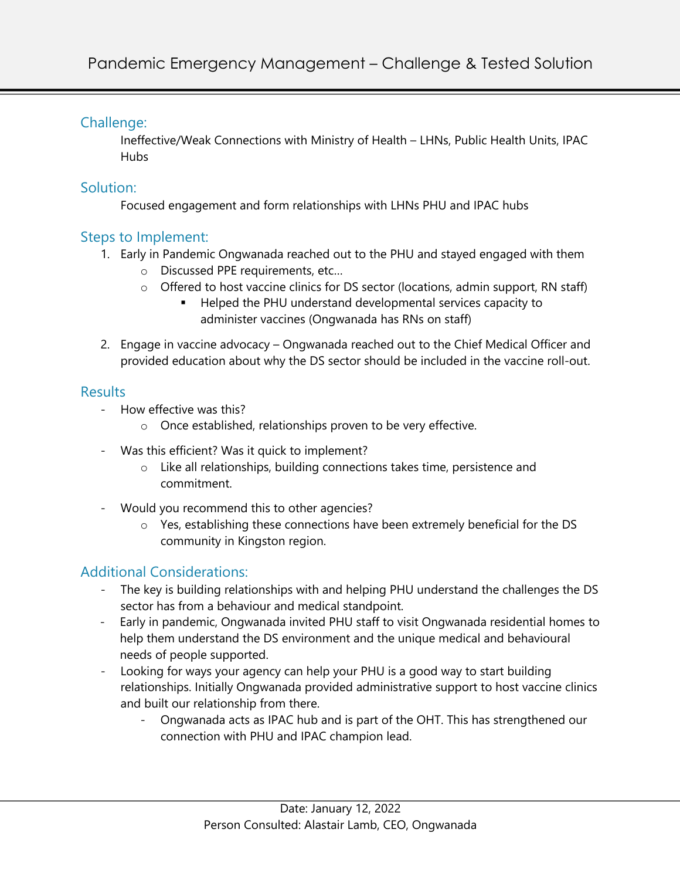# Pandemic Emergency Management – Challenge & Tested Solution

## Challenge:

Ineffective/Weak Connections with Ministry of Health – LHNs, Public Health Units, IPAC Hubs

## Solution:

Focused engagement and form relationships with LHNs PHU and IPAC hubs

## Steps to Implement:

1. Early in Pandemic Ongwanada reached out to the PHU and stayed engaged with them
   - Discussed PPE requirements, etc…
   - Offered to host vaccine clinics for DS sector (locations, admin support, RN staff)
     - Helped the PHU understand developmental services capacity to administer vaccines (Ongwanada has RNs on staff)
2. Engage in vaccine advocacy – Ongwanada reached out to the Chief Medical Officer and provided education about why the DS sector should be included in the vaccine roll-out.

## Results

- How effective was this?
  - Once established, relationships proven to be very effective.
- Was this efficient? Was it quick to implement?
  - Like all relationships, building connections takes time, persistence and commitment.
- Would you recommend this to other agencies?
  - Yes, establishing these connections have been extremely beneficial for the DS community in Kingston region.

## Additional Considerations:

- The key is building relationships with and helping PHU understand the challenges the DS sector has from a behaviour and medical standpoint.
- Early in pandemic, Ongwanada invited PHU staff to visit Ongwanada residential homes to help them understand the DS environment and the unique medical and behavioural needs of people supported.
- Looking for ways your agency can help your PHU is a good way to start building relationships. Initially Ongwanada provided administrative support to host vaccine clinics and built our relationship from there.
  - Ongwanada acts as IPAC hub and is part of the OHT. This has strengthened our connection with PHU and IPAC champion lead.

Date: January 12, 2022
Person Consulted: Alastair Lamb, CEO, Ongwanada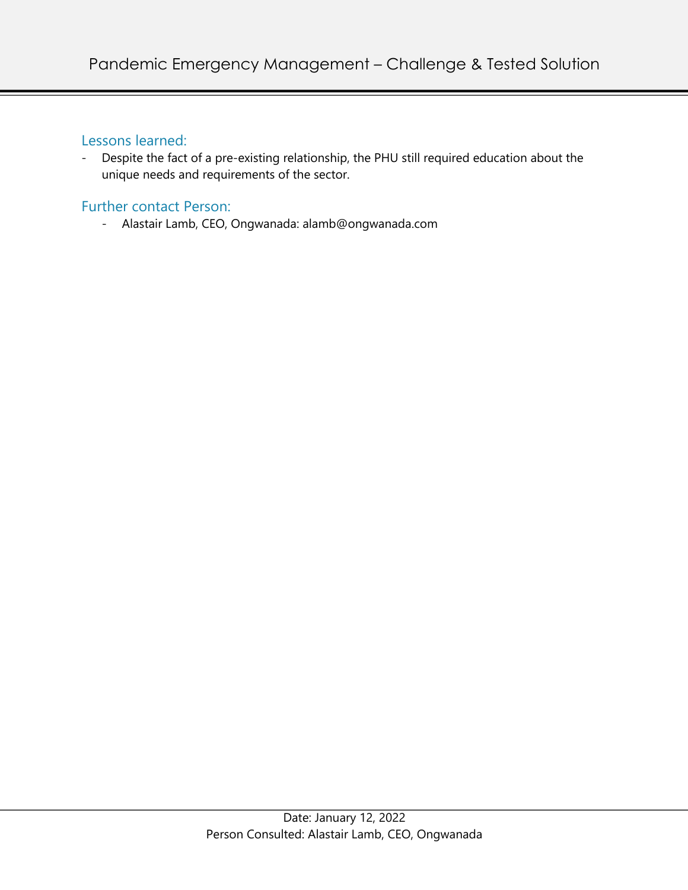## Lessons learned:

- Despite the fact of a pre-existing relationship, the PHU still required education about the unique needs and requirements of the sector.

## Further contact Person:

- Alastair Lamb, CEO, Ongwanada: alamb@ongwanada.com

Date: January 12, 2022
Person Consulted: Alastair Lamb, CEO, Ongwanada